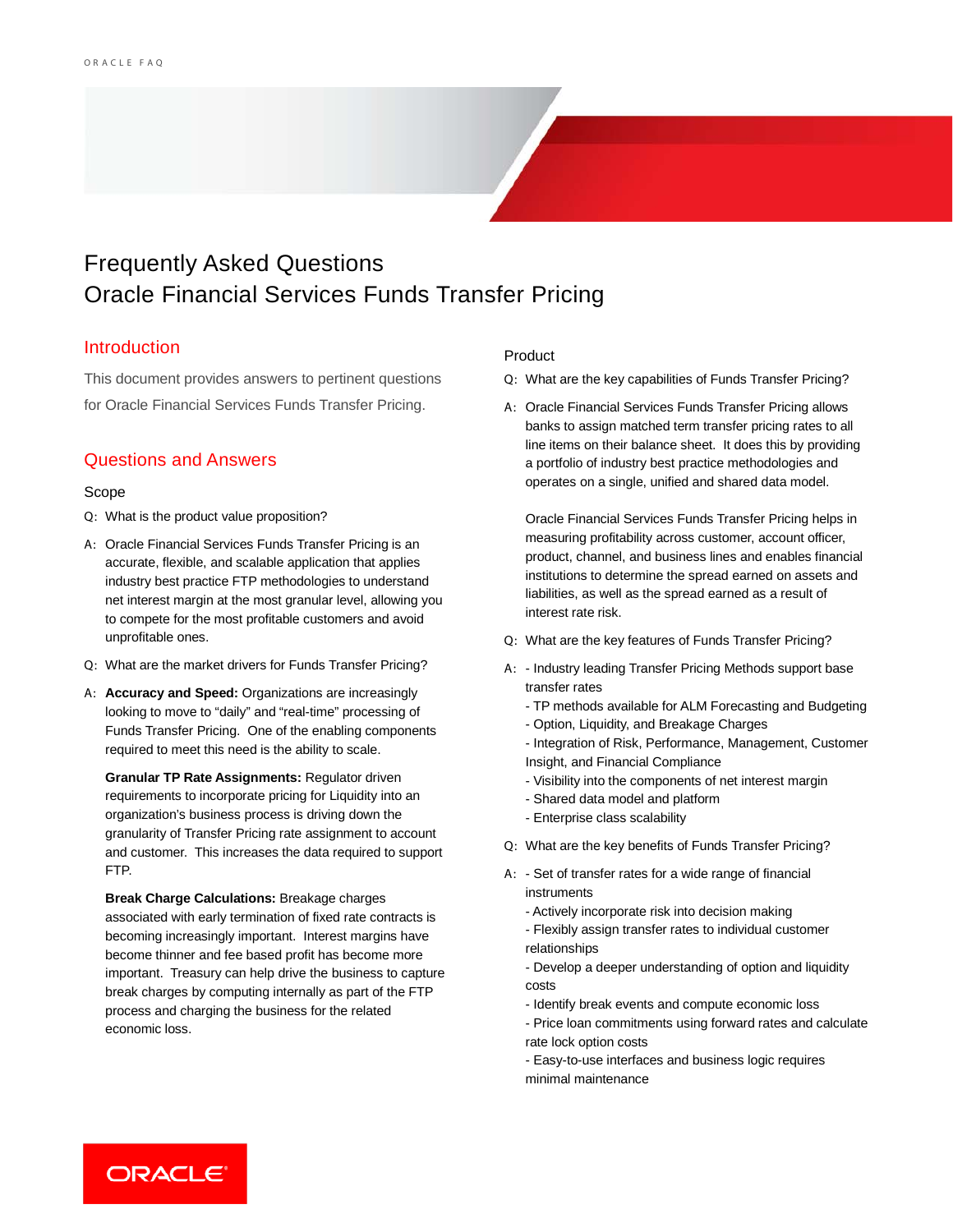# Frequently Asked Questions
# Oracle Financial Services Funds Transfer Pricing

## Introduction

This document provides answers to pertinent questions for Oracle Financial Services Funds Transfer Pricing.

## Questions and Answers

### Scope

Q: What is the product value proposition?

A: Oracle Financial Services Funds Transfer Pricing is an accurate, flexible, and scalable application that applies industry best practice FTP methodologies to understand net interest margin at the most granular level, allowing you to compete for the most profitable customers and avoid unprofitable ones.

Q: What are the market drivers for Funds Transfer Pricing?

A: **Accuracy and Speed:** Organizations are increasingly looking to move to "daily" and "real-time" processing of Funds Transfer Pricing. One of the enabling components required to meet this need is the ability to scale.

**Granular TP Rate Assignments:** Regulator driven requirements to incorporate pricing for Liquidity into an organization's business process is driving down the granularity of Transfer Pricing rate assignment to account and customer. This increases the data required to support FTP.

**Break Charge Calculations:** Breakage charges associated with early termination of fixed rate contracts is becoming increasingly important. Interest margins have become thinner and fee based profit has become more important. Treasury can help drive the business to capture break charges by computing internally as part of the FTP process and charging the business for the related economic loss.

### Product

Q: What are the key capabilities of Funds Transfer Pricing?

A: Oracle Financial Services Funds Transfer Pricing allows banks to assign matched term transfer pricing rates to all line items on their balance sheet. It does this by providing a portfolio of industry best practice methodologies and operates on a single, unified and shared data model.

Oracle Financial Services Funds Transfer Pricing helps in measuring profitability across customer, account officer, product, channel, and business lines and enables financial institutions to determine the spread earned on assets and liabilities, as well as the spread earned as a result of interest rate risk.

Q: What are the key features of Funds Transfer Pricing?

A:
- Industry leading Transfer Pricing Methods support base transfer rates
- TP methods available for ALM Forecasting and Budgeting
- Option, Liquidity, and Breakage Charges
- Integration of Risk, Performance, Management, Customer Insight, and Financial Compliance
- Visibility into the components of net interest margin
- Shared data model and platform
- Enterprise class scalability

Q: What are the key benefits of Funds Transfer Pricing?

A:
- Set of transfer rates for a wide range of financial instruments
- Actively incorporate risk into decision making
- Flexibly assign transfer rates to individual customer relationships
- Develop a deeper understanding of option and liquidity costs
- Identify break events and compute economic loss
- Price loan commitments using forward rates and calculate rate lock option costs
- Easy-to-use interfaces and business logic requires minimal maintenance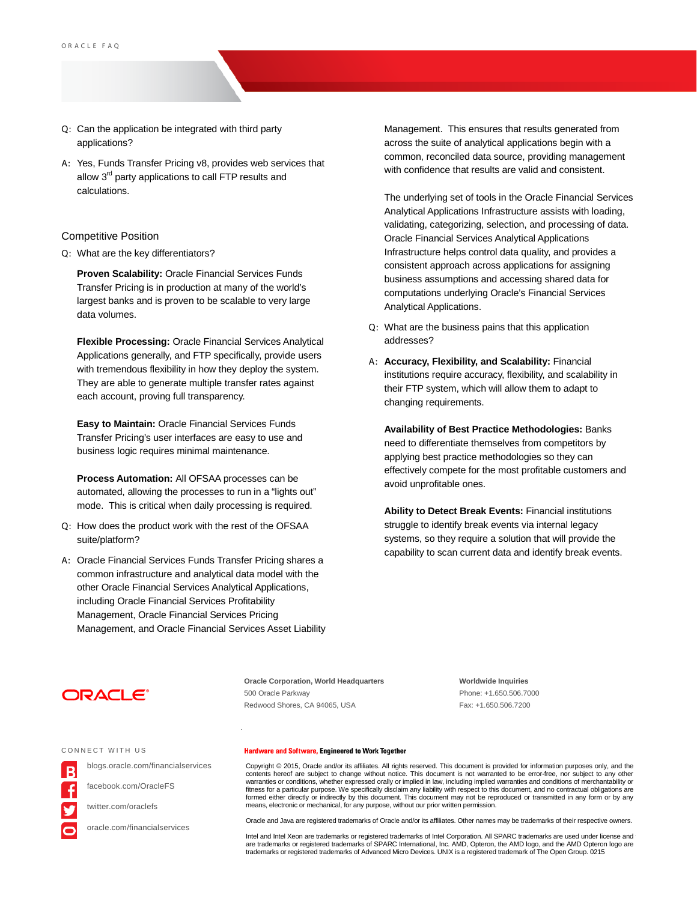Q: Can the application be integrated with third party applications?

A: Yes, Funds Transfer Pricing v8, provides web services that allow 3rd party applications to call FTP results and calculations.

## Competitive Position

Q: What are the key differentiators?

**Proven Scalability:** Oracle Financial Services Funds Transfer Pricing is in production at many of the world's largest banks and is proven to be scalable to very large data volumes.

**Flexible Processing:** Oracle Financial Services Analytical Applications generally, and FTP specifically, provide users with tremendous flexibility in how they deploy the system. They are able to generate multiple transfer rates against each account, proving full transparency.

**Easy to Maintain:** Oracle Financial Services Funds Transfer Pricing's user interfaces are easy to use and business logic requires minimal maintenance.

**Process Automation:** All OFSAA processes can be automated, allowing the processes to run in a "lights out" mode. This is critical when daily processing is required.

Q: How does the product work with the rest of the OFSAA suite/platform?

A: Oracle Financial Services Funds Transfer Pricing shares a common infrastructure and analytical data model with the other Oracle Financial Services Analytical Applications, including Oracle Financial Services Profitability Management, Oracle Financial Services Pricing Management, and Oracle Financial Services Asset Liability Management. This ensures that results generated from across the suite of analytical applications begin with a common, reconciled data source, providing management with confidence that results are valid and consistent.

The underlying set of tools in the Oracle Financial Services Analytical Applications Infrastructure assists with loading, validating, categorizing, selection, and processing of data. Oracle Financial Services Analytical Applications Infrastructure helps control data quality, and provides a consistent approach across applications for assigning business assumptions and accessing shared data for computations underlying Oracle's Financial Services Analytical Applications.

Q: What are the business pains that this application addresses?

A: **Accuracy, Flexibility, and Scalability:** Financial institutions require accuracy, flexibility, and scalability in their FTP system, which will allow them to adapt to changing requirements.

**Availability of Best Practice Methodologies:** Banks need to differentiate themselves from competitors by applying best practice methodologies so they can effectively compete for the most profitable customers and avoid unprofitable ones.

**Ability to Detect Break Events:** Financial institutions struggle to identify break events via internal legacy systems, so they require a solution that will provide the capability to scan current data and identify break events.

ORACLE

**Oracle Corporation, World Headquarters**
500 Oracle Parkway
Redwood Shores, CA 94065, USA

**Worldwide Inquiries**
Phone: +1.650.506.7000
Fax: +1.650.506.7200

CONNECT WITH US

- blogs.oracle.com/financialservices
- facebook.com/OracleFS
- twitter.com/oraclefs
- oracle.com/financialservices

**Hardware and Software, Engineered to Work Together**

Copyright © 2015, Oracle and/or its affiliates. All rights reserved. This document is provided for information purposes only, and the contents hereof are subject to change without notice. This document is not warranted to be error-free, nor subject to any other warranties or conditions, whether expressed orally or implied in law, including implied warranties and conditions of merchantability or fitness for a particular purpose. We specifically disclaim any liability with respect to this document, and no contractual obligations are formed either directly or indirectly by this document. This document may not be reproduced or transmitted in any form or by any means, electronic or mechanical, for any purpose, without our prior written permission.

Oracle and Java are registered trademarks of Oracle and/or its affiliates. Other names may be trademarks of their respective owners.

Intel and Intel Xeon are trademarks or registered trademarks of Intel Corporation. All SPARC trademarks are used under license and are trademarks or registered trademarks of SPARC International, Inc. AMD, Opteron, the AMD logo, and the AMD Opteron logo are trademarks or registered trademarks of Advanced Micro Devices. UNIX is a registered trademark of The Open Group. 0215